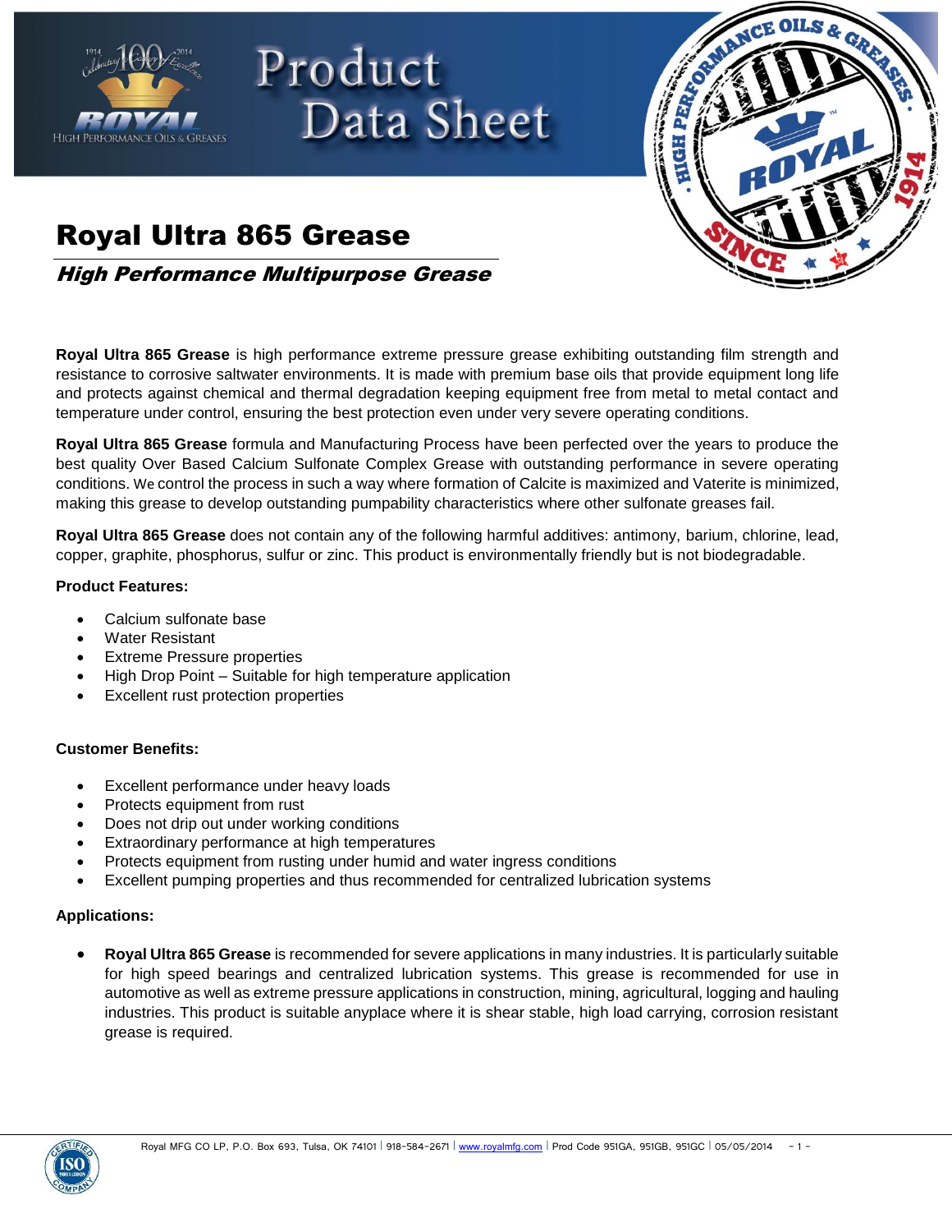# Royal Ultra 865 Grease

## *High Performance Multipurpose Grease*

**Royal Ultra 865 Grease** is high performance extreme pressure grease exhibiting outstanding film strength and resistance to corrosive saltwater environments. It is made with premium base oils that provide equipment long life and protects against chemical and thermal degradation keeping equipment free from metal to metal contact and temperature under control, ensuring the best protection even under very severe operating conditions.

**Royal Ultra 865 Grease** formula and Manufacturing Process have been perfected over the years to produce the best quality Over Based Calcium Sulfonate Complex Grease with outstanding performance in severe operating conditions. We control the process in such a way where formation of Calcite is maximized and Vaterite is minimized, making this grease to develop outstanding pumpability characteristics where other sulfonate greases fail.

**Royal Ultra 865 Grease** does not contain any of the following harmful additives: antimony, barium, chlorine, lead, copper, graphite, phosphorus, sulfur or zinc. This product is environmentally friendly but is not biodegradable.

**Product Features:**

- Calcium sulfonate base
- Water Resistant
- Extreme Pressure properties
- High Drop Point – Suitable for high temperature application
- Excellent rust protection properties

**Customer Benefits:**

- Excellent performance under heavy loads
- Protects equipment from rust
- Does not drip out under working conditions
- Extraordinary performance at high temperatures
- Protects equipment from rusting under humid and water ingress conditions
- Excellent pumping properties and thus recommended for centralized lubrication systems

**Applications:**

- **Royal Ultra 865 Grease** is recommended for severe applications in many industries. It is particularly suitable for high speed bearings and centralized lubrication systems. This grease is recommended for use in automotive as well as extreme pressure applications in construction, mining, agricultural, logging and hauling industries. This product is suitable anyplace where it is shear stable, high load carrying, corrosion resistant grease is required.

Royal MFG CO LP, P.O. Box 693, Tulsa, OK 74101 | 918-584-2671 | www.royalmfg.com | Prod Code 951GA, 951GB, 951GC | 05/05/2014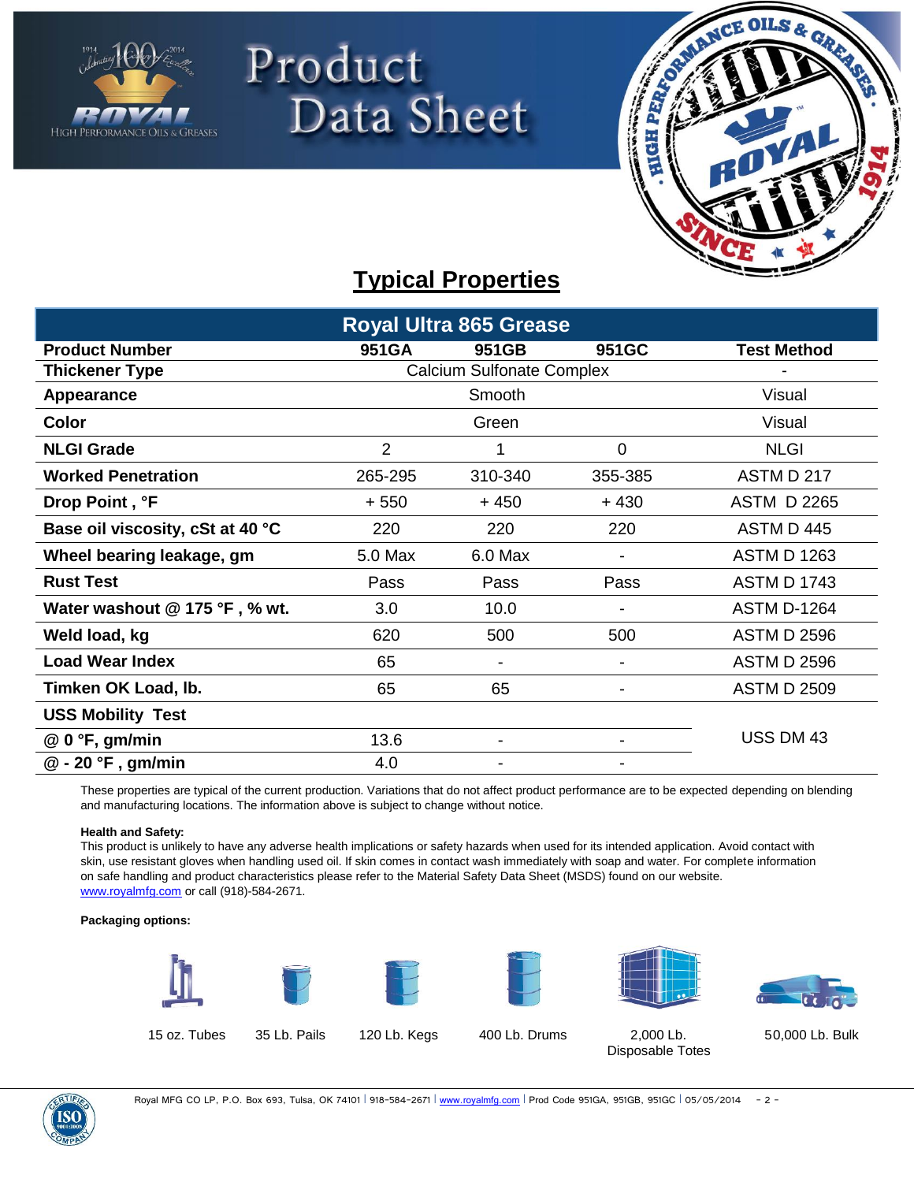# Product Data Sheet

## Typical Properties

| Royal Ultra 865 Grease | | | | |
|---|---|---|---|---|
| **Product Number** | **951GA** | **951GB** | **951GC** | **Test Method** |
| **Thickener Type** | Calcium Sulfonate Complex | | | - |
| **Appearance** | Smooth | | | Visual |
| **Color** | Green | | | Visual |
| **NLGI Grade** | 2 | 1 | 0 | NLGI |
| **Worked Penetration** | 265-295 | 310-340 | 355-385 | ASTM D 217 |
| **Drop Point , °F** | + 550 | + 450 | + 430 | ASTM D 2265 |
| **Base oil viscosity, cSt at 40 °C** | 220 | 220 | 220 | ASTM D 445 |
| **Wheel bearing leakage, gm** | 5.0 Max | 6.0 Max | - | ASTM D 1263 |
| **Rust Test** | Pass | Pass | Pass | ASTM D 1743 |
| **Water washout @ 175 °F , % wt.** | 3.0 | 10.0 | - | ASTM D-1264 |
| **Weld load, kg** | 620 | 500 | 500 | ASTM D 2596 |
| **Load Wear Index** | 65 | - | - | ASTM D 2596 |
| **Timken OK Load, lb.** | 65 | 65 | - | ASTM D 2509 |
| **USS Mobility Test** | | | | USS DM 43 |
| **@ 0 °F, gm/min** | 13.6 | - | - | |
| **@ - 20 °F , gm/min** | 4.0 | - | - | |

These properties are typical of the current production. Variations that do not affect product performance are to be expected depending on blending and manufacturing locations. The information above is subject to change without notice.

**Health and Safety:**
This product is unlikely to have any adverse health implications or safety hazards when used for its intended application. Avoid contact with skin, use resistant gloves when handling used oil. If skin comes in contact wash immediately with soap and water. For complete information on safe handling and product characteristics please refer to the Material Safety Data Sheet (MSDS) found on our website. www.royalmfg.com or call (918)-584-2671.

**Packaging options:**

15 oz. Tubes | 35 Lb. Pails | 120 Lb. Kegs | 400 Lb. Drums | 2,000 Lb. Disposable Totes | 50,000 Lb. Bulk

Royal MFG CO LP, P.O. Box 693, Tulsa, OK 74101 | 918-584-2671 | www.royalmfg.com | Prod Code 951GA, 951GB, 951GC | 05/05/2014